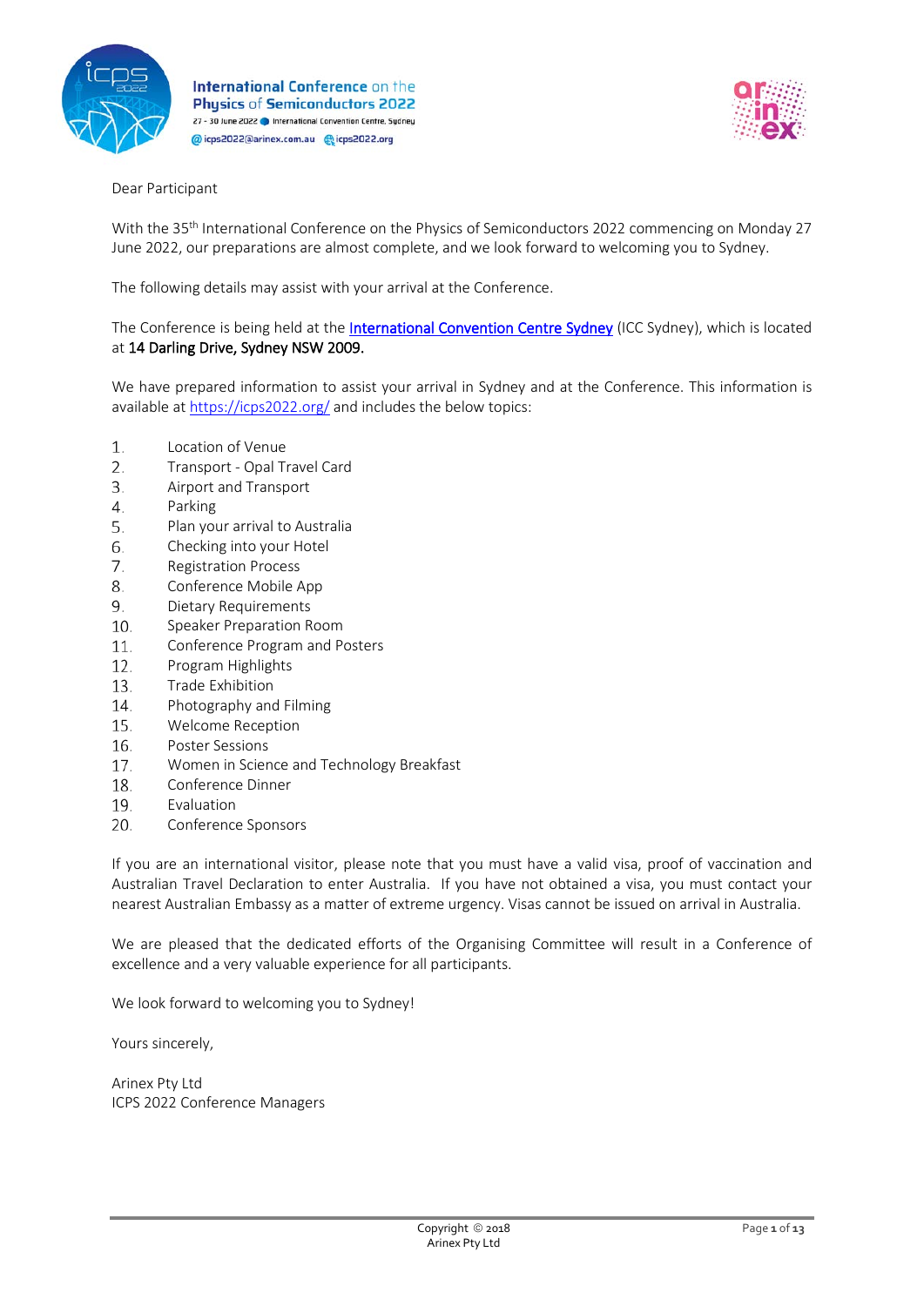International Conference on the Physics of Semiconductors 2022
27 - 30 June 2022 | International Convention Centre, Sydney
icps2022@arinex.com.au | icps2022.org

Dear Participant

With the 35th International Conference on the Physics of Semiconductors 2022 commencing on Monday 27 June 2022, our preparations are almost complete, and we look forward to welcoming you to Sydney.

The following details may assist with your arrival at the Conference.

The Conference is being held at the International Convention Centre Sydney (ICC Sydney), which is located at **14 Darling Drive, Sydney NSW 2009.**

We have prepared information to assist your arrival in Sydney and at the Conference. This information is available at https://icps2022.org/ and includes the below topics:

1. Location of Venue
2. Transport - Opal Travel Card
3. Airport and Transport
4. Parking
5. Plan your arrival to Australia
6. Checking into your Hotel
7. Registration Process
8. Conference Mobile App
9. Dietary Requirements
10. Speaker Preparation Room
11. Conference Program and Posters
12. Program Highlights
13. Trade Exhibition
14. Photography and Filming
15. Welcome Reception
16. Poster Sessions
17. Women in Science and Technology Breakfast
18. Conference Dinner
19. Evaluation
20. Conference Sponsors

If you are an international visitor, please note that you must have a valid visa, proof of vaccination and Australian Travel Declaration to enter Australia. If you have not obtained a visa, you must contact your nearest Australian Embassy as a matter of extreme urgency. Visas cannot be issued on arrival in Australia.

We are pleased that the dedicated efforts of the Organising Committee will result in a Conference of excellence and a very valuable experience for all participants.

We look forward to welcoming you to Sydney!

Yours sincerely,

Arinex Pty Ltd
ICPS 2022 Conference Managers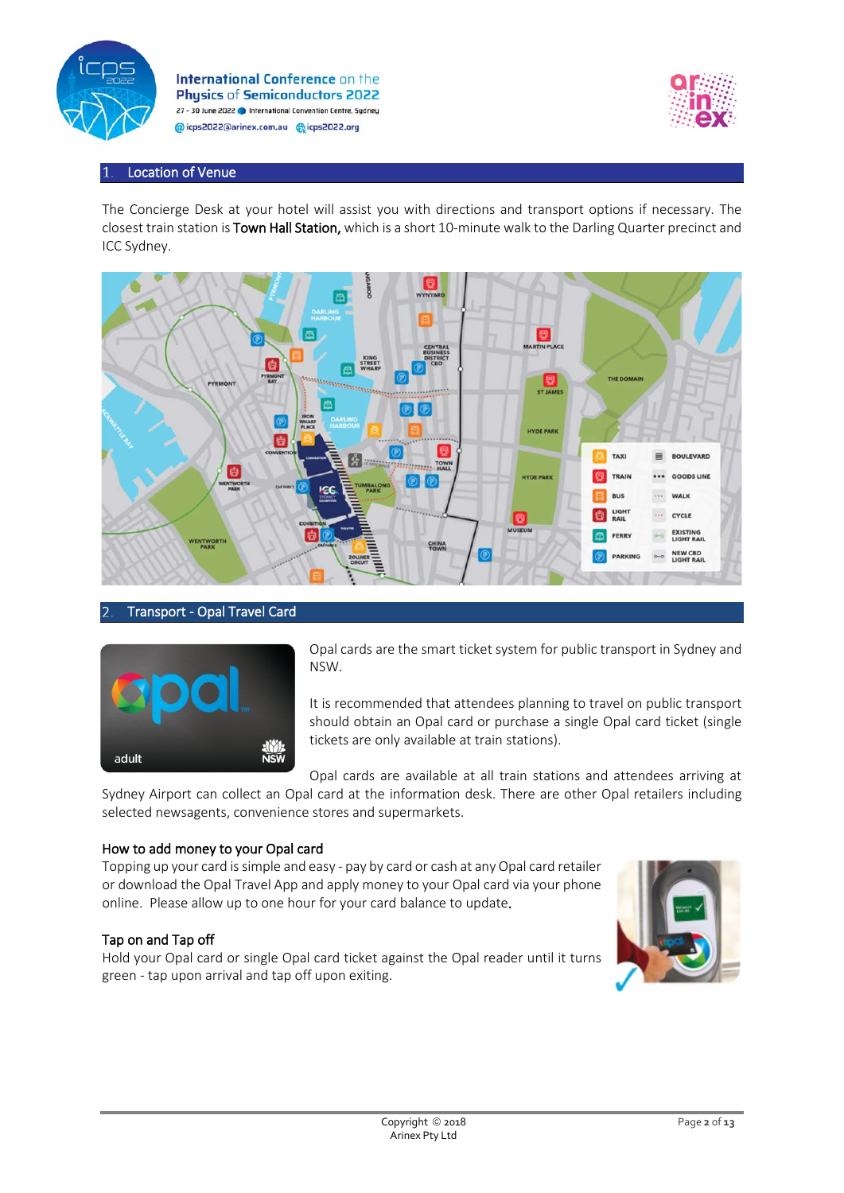## 1. Location of Venue

The Concierge Desk at your hotel will assist you with directions and transport options if necessary. The closest train station is **Town Hall Station,** which is a short 10-minute walk to the Darling Quarter precinct and ICC Sydney.

## 2. Transport - Opal Travel Card

Opal cards are the smart ticket system for public transport in Sydney and NSW.

It is recommended that attendees planning to travel on public transport should obtain an Opal card or purchase a single Opal card ticket (single tickets are only available at train stations).

Opal cards are available at all train stations and attendees arriving at Sydney Airport can collect an Opal card at the information desk. There are other Opal retailers including selected newsagents, convenience stores and supermarkets.

### How to add money to your Opal card

Topping up your card is simple and easy - pay by card or cash at any Opal card retailer or download the Opal Travel App and apply money to your Opal card via your phone online. Please allow up to one hour for your card balance to update.

### Tap on and Tap off

Hold your Opal card or single Opal card ticket against the Opal reader until it turns green - tap upon arrival and tap off upon exiting.

Copyright © 2018
Arinex Pty Ltd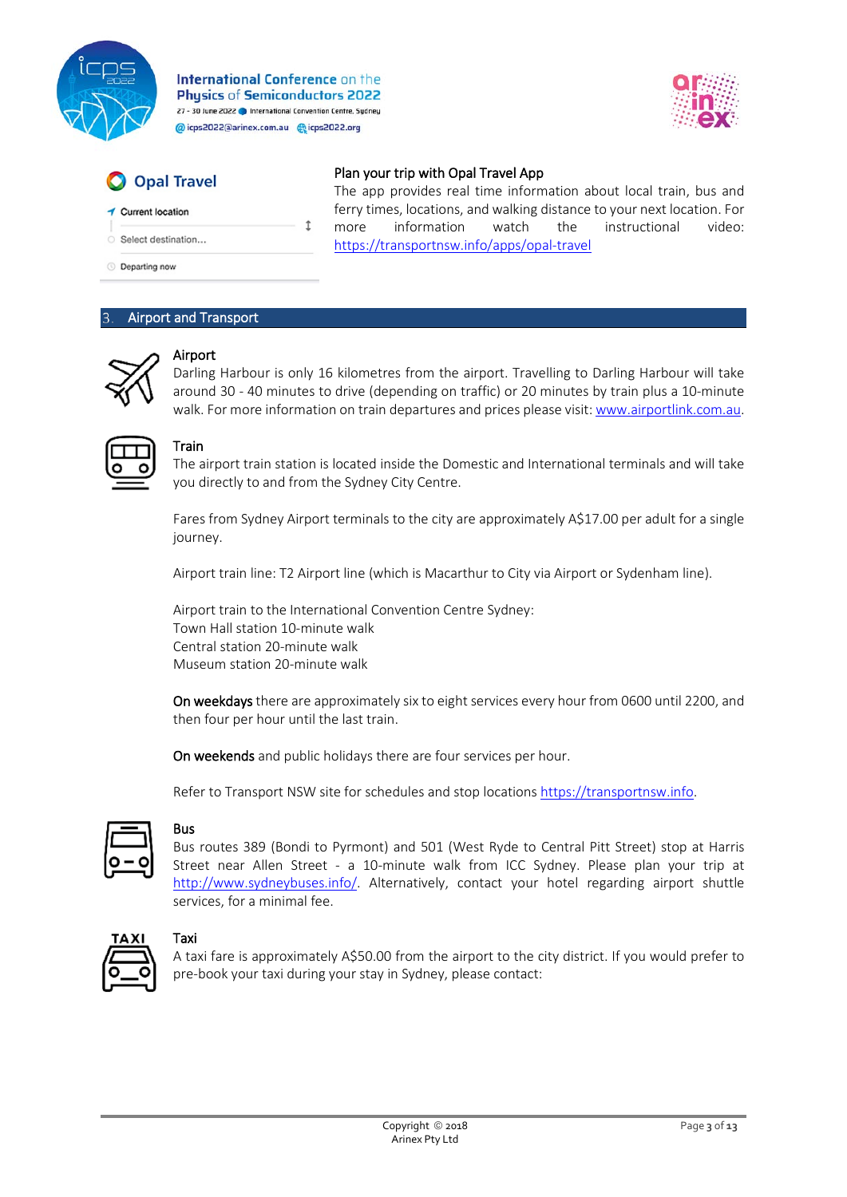## Plan your trip with Opal Travel App

The app provides real time information about local train, bus and ferry times, locations, and walking distance to your next location. For more information watch the instructional video: https://transportnsw.info/apps/opal-travel

## 3. Airport and Transport

### Airport

Darling Harbour is only 16 kilometres from the airport. Travelling to Darling Harbour will take around 30 - 40 minutes to drive (depending on traffic) or 20 minutes by train plus a 10-minute walk. For more information on train departures and prices please visit: www.airportlink.com.au.

### Train

The airport train station is located inside the Domestic and International terminals and will take you directly to and from the Sydney City Centre.

Fares from Sydney Airport terminals to the city are approximately A$17.00 per adult for a single journey.

Airport train line: T2 Airport line (which is Macarthur to City via Airport or Sydenham line).

Airport train to the International Convention Centre Sydney:
Town Hall station 10-minute walk
Central station 20-minute walk
Museum station 20-minute walk

**On weekdays** there are approximately six to eight services every hour from 0600 until 2200, and then four per hour until the last train.

**On weekends** and public holidays there are four services per hour.

Refer to Transport NSW site for schedules and stop locations https://transportnsw.info.

### Bus

Bus routes 389 (Bondi to Pyrmont) and 501 (West Ryde to Central Pitt Street) stop at Harris Street near Allen Street - a 10-minute walk from ICC Sydney. Please plan your trip at http://www.sydneybuses.info/. Alternatively, contact your hotel regarding airport shuttle services, for a minimal fee.

### Taxi

A taxi fare is approximately A$50.00 from the airport to the city district. If you would prefer to pre-book your taxi during your stay in Sydney, please contact: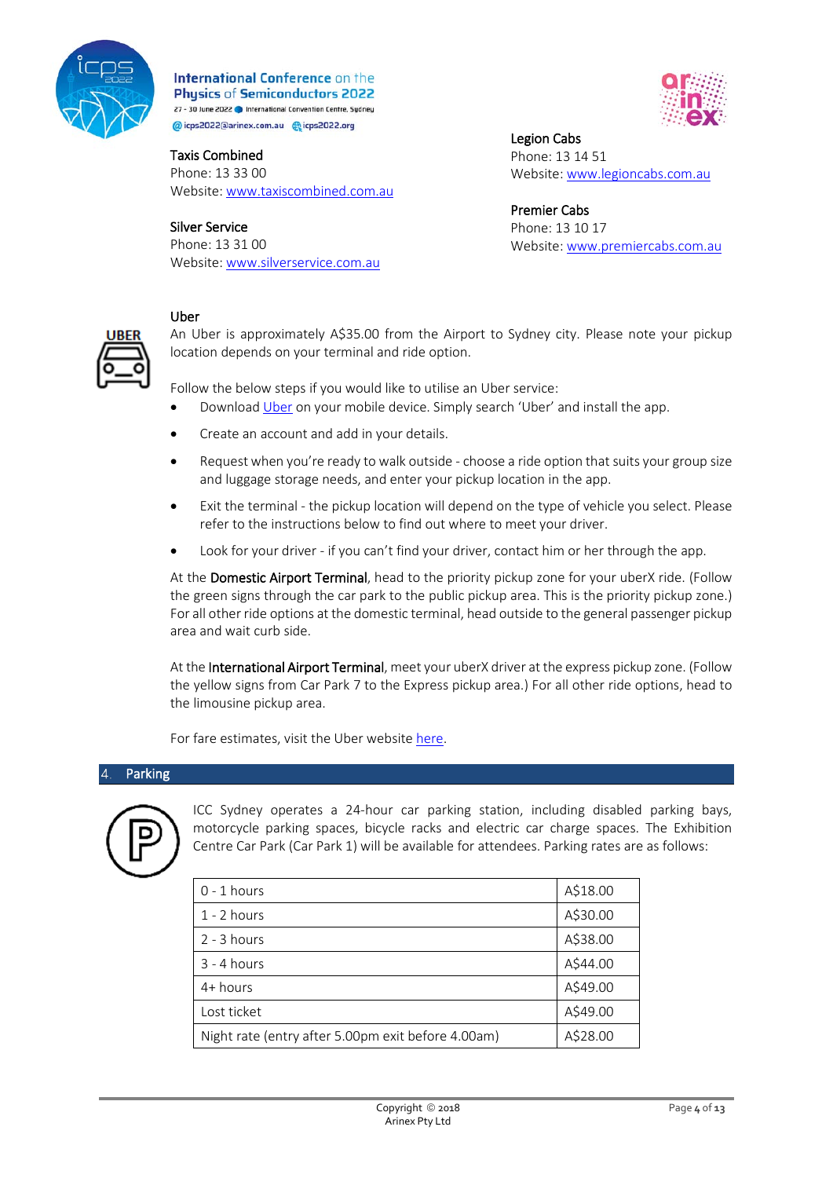**Taxis Combined**
Phone: 13 33 00
Website: www.taxiscombined.com.au

**Silver Service**
Phone: 13 31 00
Website: www.silverservice.com.au

**Legion Cabs**
Phone: 13 14 51
Website: www.legioncabs.com.au

**Premier Cabs**
Phone: 13 10 17
Website: www.premiercabs.com.au

**Uber**

An Uber is approximately A$35.00 from the Airport to Sydney city. Please note your pickup location depends on your terminal and ride option.

Follow the below steps if you would like to utilise an Uber service:

- Download Uber on your mobile device. Simply search 'Uber' and install the app.
- Create an account and add in your details.
- Request when you're ready to walk outside - choose a ride option that suits your group size and luggage storage needs, and enter your pickup location in the app.
- Exit the terminal - the pickup location will depend on the type of vehicle you select. Please refer to the instructions below to find out where to meet your driver.
- Look for your driver - if you can't find your driver, contact him or her through the app.

At the **Domestic Airport Terminal**, head to the priority pickup zone for your uberX ride. (Follow the green signs through the car park to the public pickup area. This is the priority pickup zone.) For all other ride options at the domestic terminal, head outside to the general passenger pickup area and wait curb side.

At the **International Airport Terminal**, meet your uberX driver at the express pickup zone. (Follow the yellow signs from Car Park 7 to the Express pickup area.) For all other ride options, head to the limousine pickup area.

For fare estimates, visit the Uber website here.

## 4. Parking

ICC Sydney operates a 24-hour car parking station, including disabled parking bays, motorcycle parking spaces, bicycle racks and electric car charge spaces. The Exhibition Centre Car Park (Car Park 1) will be available for attendees. Parking rates are as follows:

| Duration | Rate |
|---|---|
| 0 - 1 hours | A$18.00 |
| 1 - 2 hours | A$30.00 |
| 2 - 3 hours | A$38.00 |
| 3 - 4 hours | A$44.00 |
| 4+ hours | A$49.00 |
| Lost ticket | A$49.00 |
| Night rate (entry after 5.00pm exit before 4.00am) | A$28.00 |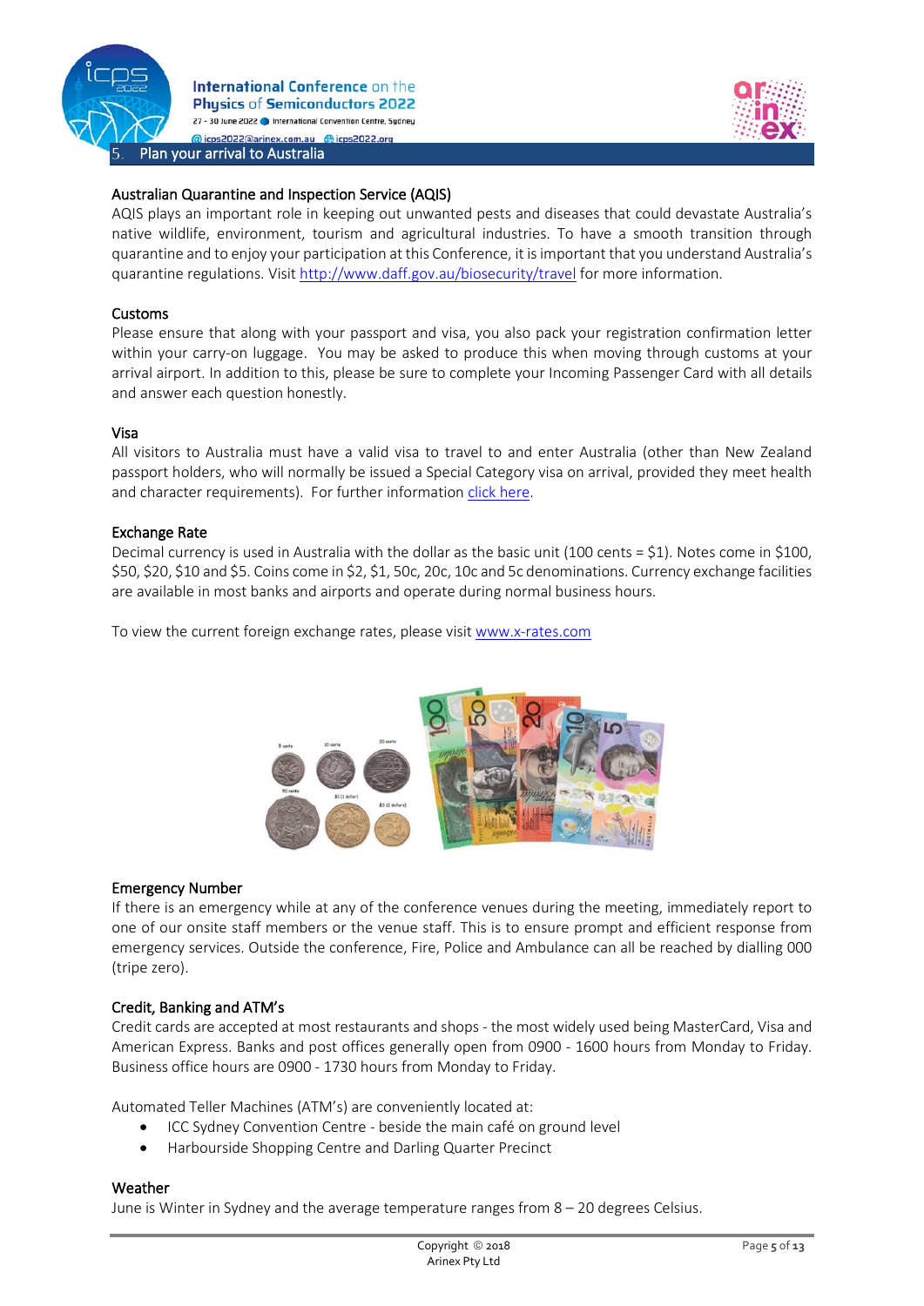## 5. Plan your arrival to Australia

### Australian Quarantine and Inspection Service (AQIS)

AQIS plays an important role in keeping out unwanted pests and diseases that could devastate Australia's native wildlife, environment, tourism and agricultural industries. To have a smooth transition through quarantine and to enjoy your participation at this Conference, it is important that you understand Australia's quarantine regulations. Visit http://www.daff.gov.au/biosecurity/travel for more information.

### Customs

Please ensure that along with your passport and visa, you also pack your registration confirmation letter within your carry-on luggage. You may be asked to produce this when moving through customs at your arrival airport. In addition to this, please be sure to complete your Incoming Passenger Card with all details and answer each question honestly.

### Visa

All visitors to Australia must have a valid visa to travel to and enter Australia (other than New Zealand passport holders, who will normally be issued a Special Category visa on arrival, provided they meet health and character requirements). For further information click here.

### Exchange Rate

Decimal currency is used in Australia with the dollar as the basic unit (100 cents = $1). Notes come in $100, $50, $20, $10 and $5. Coins come in $2, $1, 50c, 20c, 10c and 5c denominations. Currency exchange facilities are available in most banks and airports and operate during normal business hours.

To view the current foreign exchange rates, please visit www.x-rates.com

### Emergency Number

If there is an emergency while at any of the conference venues during the meeting, immediately report to one of our onsite staff members or the venue staff. This is to ensure prompt and efficient response from emergency services. Outside the conference, Fire, Police and Ambulance can all be reached by dialling 000 (tripe zero).

### Credit, Banking and ATM's

Credit cards are accepted at most restaurants and shops - the most widely used being MasterCard, Visa and American Express. Banks and post offices generally open from 0900 - 1600 hours from Monday to Friday. Business office hours are 0900 - 1730 hours from Monday to Friday.

Automated Teller Machines (ATM's) are conveniently located at:

- ICC Sydney Convention Centre - beside the main café on ground level
- Harbourside Shopping Centre and Darling Quarter Precinct

### Weather

June is Winter in Sydney and the average temperature ranges from 8 – 20 degrees Celsius.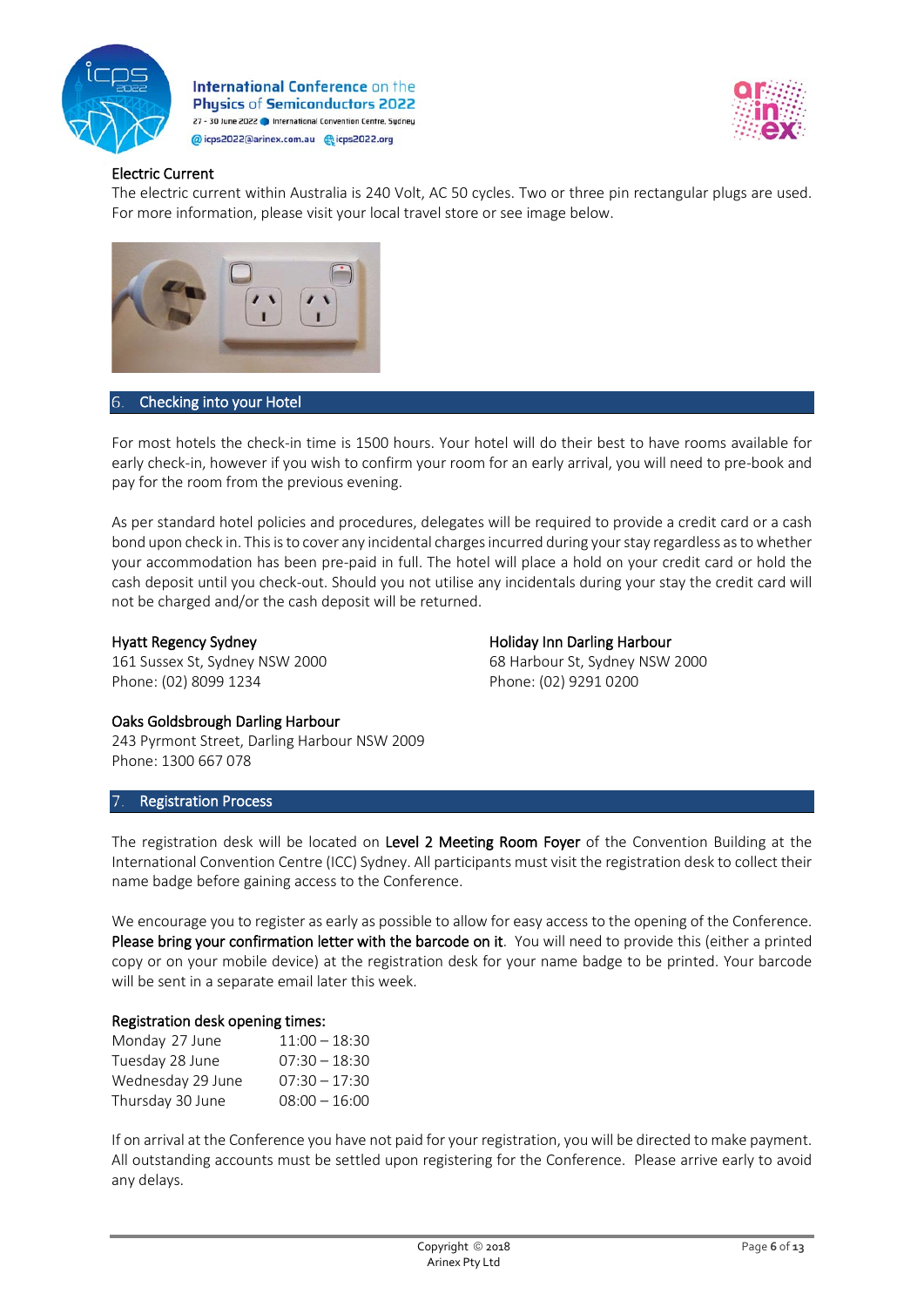### Electric Current

The electric current within Australia is 240 Volt, AC 50 cycles. Two or three pin rectangular plugs are used. For more information, please visit your local travel store or see image below.

## 6. Checking into your Hotel

For most hotels the check-in time is 1500 hours. Your hotel will do their best to have rooms available for early check-in, however if you wish to confirm your room for an early arrival, you will need to pre-book and pay for the room from the previous evening.

As per standard hotel policies and procedures, delegates will be required to provide a credit card or a cash bond upon check in. This is to cover any incidental charges incurred during your stay regardless as to whether your accommodation has been pre-paid in full. The hotel will place a hold on your credit card or hold the cash deposit until you check-out. Should you not utilise any incidentals during your stay the credit card will not be charged and/or the cash deposit will be returned.

**Hyatt Regency Sydney**
161 Sussex St, Sydney NSW 2000
Phone: (02) 8099 1234

**Holiday Inn Darling Harbour**
68 Harbour St, Sydney NSW 2000
Phone: (02) 9291 0200

**Oaks Goldsbrough Darling Harbour**
243 Pyrmont Street, Darling Harbour NSW 2009
Phone: 1300 667 078

## 7. Registration Process

The registration desk will be located on **Level 2 Meeting Room Foyer** of the Convention Building at the International Convention Centre (ICC) Sydney. All participants must visit the registration desk to collect their name badge before gaining access to the Conference.

We encourage you to register as early as possible to allow for easy access to the opening of the Conference. **Please bring your confirmation letter with the barcode on it**. You will need to provide this (either a printed copy or on your mobile device) at the registration desk for your name badge to be printed. Your barcode will be sent in a separate email later this week.

**Registration desk opening times:**

| | |
|---|---|
| Monday 27 June | 11:00 – 18:30 |
| Tuesday 28 June | 07:30 – 18:30 |
| Wednesday 29 June | 07:30 – 17:30 |
| Thursday 30 June | 08:00 – 16:00 |

If on arrival at the Conference you have not paid for your registration, you will be directed to make payment. All outstanding accounts must be settled upon registering for the Conference. Please arrive early to avoid any delays.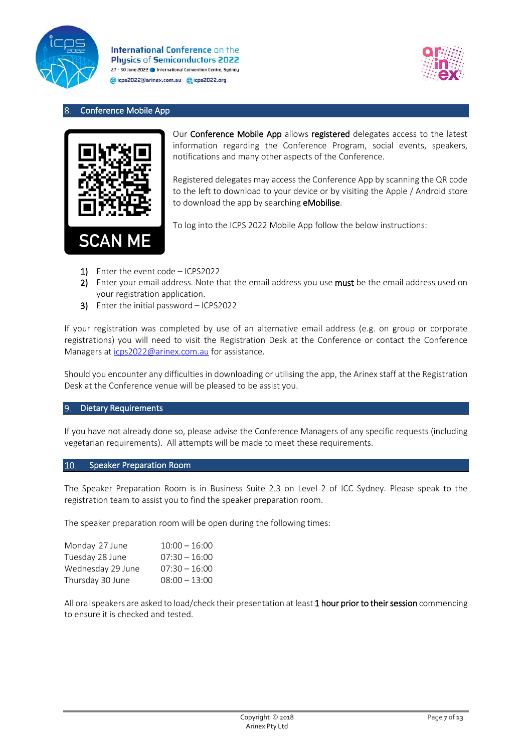## 8. Conference Mobile App

SCAN ME

Our **Conference Mobile App** allows **registered** delegates access to the latest information regarding the Conference Program, social events, speakers, notifications and many other aspects of the Conference.

Registered delegates may access the Conference App by scanning the QR code to the left to download to your device or by visiting the Apple / Android store to download the app by searching **eMobilise**.

To log into the ICPS 2022 Mobile App follow the below instructions:

1) Enter the event code – ICPS2022
2) Enter your email address. Note that the email address you use **must** be the email address used on your registration application.
3) Enter the initial password – ICPS2022

If your registration was completed by use of an alternative email address (e.g. on group or corporate registrations) you will need to visit the Registration Desk at the Conference or contact the Conference Managers at icps2022@arinex.com.au for assistance.

Should you encounter any difficulties in downloading or utilising the app, the Arinex staff at the Registration Desk at the Conference venue will be pleased to be assist you.

## 9. Dietary Requirements

If you have not already done so, please advise the Conference Managers of any specific requests (including vegetarian requirements). All attempts will be made to meet these requirements.

## 10. Speaker Preparation Room

The Speaker Preparation Room is in Business Suite 2.3 on Level 2 of ICC Sydney. Please speak to the registration team to assist you to find the speaker preparation room.

The speaker preparation room will be open during the following times:

| | |
|---|---|
| Monday 27 June | 10:00 – 16:00 |
| Tuesday 28 June | 07:30 – 16:00 |
| Wednesday 29 June | 07:30 – 16:00 |
| Thursday 30 June | 08:00 – 13:00 |

All oral speakers are asked to load/check their presentation at least **1 hour prior to their session** commencing to ensure it is checked and tested.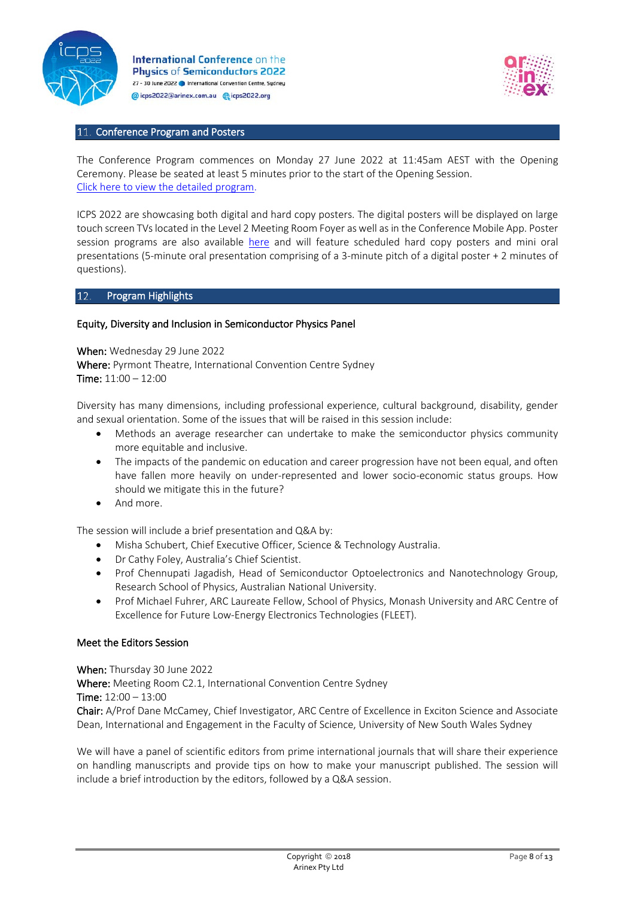## 11. Conference Program and Posters

The Conference Program commences on Monday 27 June 2022 at 11:45am AEST with the Opening Ceremony. Please be seated at least 5 minutes prior to the start of the Opening Session.
Click here to view the detailed program.

ICPS 2022 are showcasing both digital and hard copy posters. The digital posters will be displayed on large touch screen TVs located in the Level 2 Meeting Room Foyer as well as in the Conference Mobile App. Poster session programs are also available here and will feature scheduled hard copy posters and mini oral presentations (5-minute oral presentation comprising of a 3-minute pitch of a digital poster + 2 minutes of questions).

## 12. Program Highlights

### Equity, Diversity and Inclusion in Semiconductor Physics Panel

**When:** Wednesday 29 June 2022
**Where:** Pyrmont Theatre, International Convention Centre Sydney
**Time:** 11:00 – 12:00

Diversity has many dimensions, including professional experience, cultural background, disability, gender and sexual orientation. Some of the issues that will be raised in this session include:

- Methods an average researcher can undertake to make the semiconductor physics community more equitable and inclusive.
- The impacts of the pandemic on education and career progression have not been equal, and often have fallen more heavily on under-represented and lower socio-economic status groups. How should we mitigate this in the future?
- And more.

The session will include a brief presentation and Q&A by:

- Misha Schubert, Chief Executive Officer, Science & Technology Australia.
- Dr Cathy Foley, Australia's Chief Scientist.
- Prof Chennupati Jagadish, Head of Semiconductor Optoelectronics and Nanotechnology Group, Research School of Physics, Australian National University.
- Prof Michael Fuhrer, ARC Laureate Fellow, School of Physics, Monash University and ARC Centre of Excellence for Future Low-Energy Electronics Technologies (FLEET).

### Meet the Editors Session

**When:** Thursday 30 June 2022
**Where:** Meeting Room C2.1, International Convention Centre Sydney
**Time:** 12:00 – 13:00
**Chair:** A/Prof Dane McCamey, Chief Investigator, ARC Centre of Excellence in Exciton Science and Associate Dean, International and Engagement in the Faculty of Science, University of New South Wales Sydney

We will have a panel of scientific editors from prime international journals that will share their experience on handling manuscripts and provide tips on how to make your manuscript published. The session will include a brief introduction by the editors, followed by a Q&A session.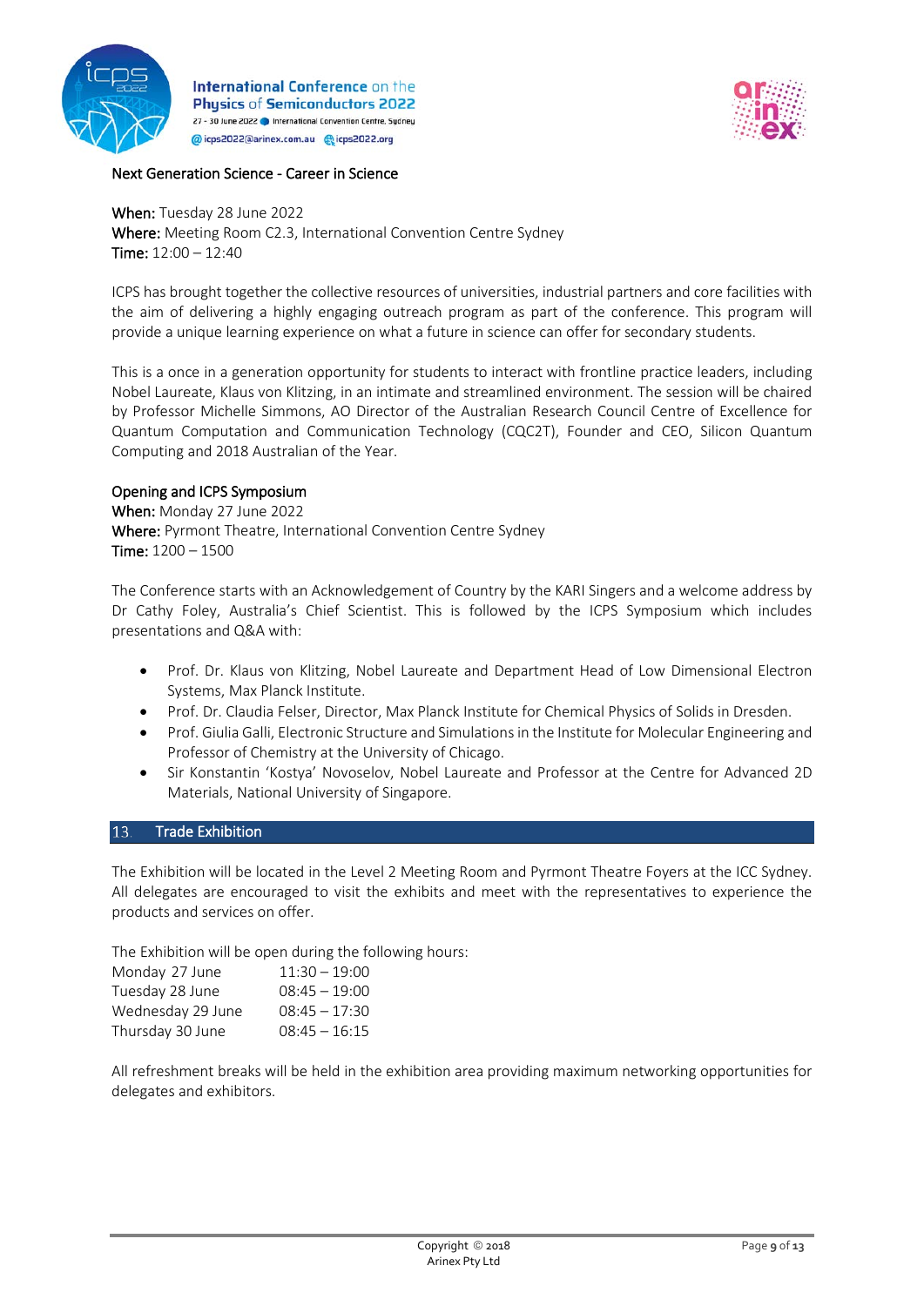### Next Generation Science - Career in Science

**When:** Tuesday 28 June 2022
**Where:** Meeting Room C2.3, International Convention Centre Sydney
**Time:** 12:00 – 12:40

ICPS has brought together the collective resources of universities, industrial partners and core facilities with the aim of delivering a highly engaging outreach program as part of the conference. This program will provide a unique learning experience on what a future in science can offer for secondary students.

This is a once in a generation opportunity for students to interact with frontline practice leaders, including Nobel Laureate, Klaus von Klitzing, in an intimate and streamlined environment. The session will be chaired by Professor Michelle Simmons, AO Director of the Australian Research Council Centre of Excellence for Quantum Computation and Communication Technology (CQC2T), Founder and CEO, Silicon Quantum Computing and 2018 Australian of the Year.

### Opening and ICPS Symposium

**When:** Monday 27 June 2022
**Where:** Pyrmont Theatre, International Convention Centre Sydney
**Time:** 1200 – 1500

The Conference starts with an Acknowledgement of Country by the KARI Singers and a welcome address by Dr Cathy Foley, Australia's Chief Scientist. This is followed by the ICPS Symposium which includes presentations and Q&A with:

- Prof. Dr. Klaus von Klitzing, Nobel Laureate and Department Head of Low Dimensional Electron Systems, Max Planck Institute.
- Prof. Dr. Claudia Felser, Director, Max Planck Institute for Chemical Physics of Solids in Dresden.
- Prof. Giulia Galli, Electronic Structure and Simulations in the Institute for Molecular Engineering and Professor of Chemistry at the University of Chicago.
- Sir Konstantin 'Kostya' Novoselov, Nobel Laureate and Professor at the Centre for Advanced 2D Materials, National University of Singapore.

## 13. Trade Exhibition

The Exhibition will be located in the Level 2 Meeting Room and Pyrmont Theatre Foyers at the ICC Sydney. All delegates are encouraged to visit the exhibits and meet with the representatives to experience the products and services on offer.

The Exhibition will be open during the following hours:

| | |
|---|---|
| Monday 27 June | 11:30 – 19:00 |
| Tuesday 28 June | 08:45 – 19:00 |
| Wednesday 29 June | 08:45 – 17:30 |
| Thursday 30 June | 08:45 – 16:15 |

All refreshment breaks will be held in the exhibition area providing maximum networking opportunities for delegates and exhibitors.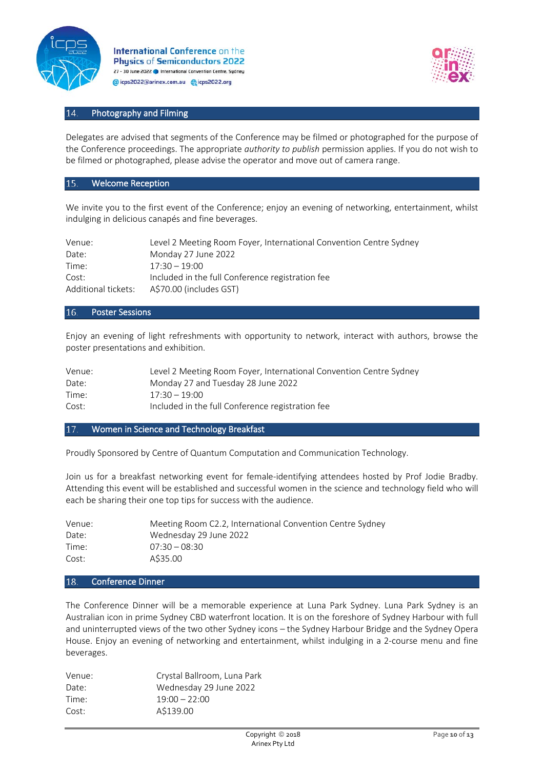## 14. Photography and Filming

Delegates are advised that segments of the Conference may be filmed or photographed for the purpose of the Conference proceedings. The appropriate *authority to publish* permission applies. If you do not wish to be filmed or photographed, please advise the operator and move out of camera range.

## 15. Welcome Reception

We invite you to the first event of the Conference; enjoy an evening of networking, entertainment, whilst indulging in delicious canapés and fine beverages.

| | |
|---|---|
| Venue: | Level 2 Meeting Room Foyer, International Convention Centre Sydney |
| Date: | Monday 27 June 2022 |
| Time: | 17:30 – 19:00 |
| Cost: | Included in the full Conference registration fee |
| Additional tickets: | A$70.00 (includes GST) |

## 16. Poster Sessions

Enjoy an evening of light refreshments with opportunity to network, interact with authors, browse the poster presentations and exhibition.

| | |
|---|---|
| Venue: | Level 2 Meeting Room Foyer, International Convention Centre Sydney |
| Date: | Monday 27 and Tuesday 28 June 2022 |
| Time: | 17:30 – 19:00 |
| Cost: | Included in the full Conference registration fee |

## 17. Women in Science and Technology Breakfast

Proudly Sponsored by Centre of Quantum Computation and Communication Technology.

Join us for a breakfast networking event for female-identifying attendees hosted by Prof Jodie Bradby. Attending this event will be established and successful women in the science and technology field who will each be sharing their one top tips for success with the audience.

| | |
|---|---|
| Venue: | Meeting Room C2.2, International Convention Centre Sydney |
| Date: | Wednesday 29 June 2022 |
| Time: | 07:30 – 08:30 |
| Cost: | A$35.00 |

## 18. Conference Dinner

The Conference Dinner will be a memorable experience at Luna Park Sydney. Luna Park Sydney is an Australian icon in prime Sydney CBD waterfront location. It is on the foreshore of Sydney Harbour with full and uninterrupted views of the two other Sydney icons – the Sydney Harbour Bridge and the Sydney Opera House. Enjoy an evening of networking and entertainment, whilst indulging in a 2-course menu and fine beverages.

| | |
|---|---|
| Venue: | Crystal Ballroom, Luna Park |
| Date: | Wednesday 29 June 2022 |
| Time: | 19:00 – 22:00 |
| Cost: | A$139.00 |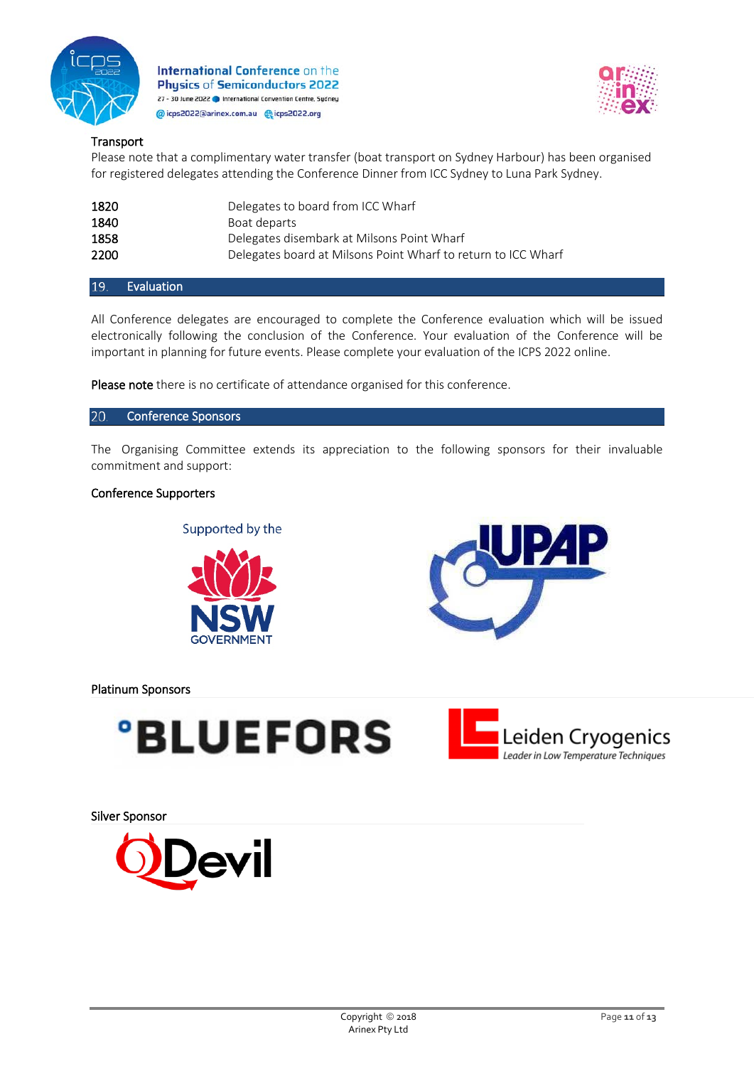**Transport**

Please note that a complimentary water transfer (boat transport on Sydney Harbour) has been organised for registered delegates attending the Conference Dinner from ICC Sydney to Luna Park Sydney.

| | |
|---|---|
| 1820 | Delegates to board from ICC Wharf |
| 1840 | Boat departs |
| 1858 | Delegates disembark at Milsons Point Wharf |
| 2200 | Delegates board at Milsons Point Wharf to return to ICC Wharf |

## 19. Evaluation

All Conference delegates are encouraged to complete the Conference evaluation which will be issued electronically following the conclusion of the Conference. Your evaluation of the Conference will be important in planning for future events. Please complete your evaluation of the ICPS 2022 online.

**Please note** there is no certificate of attendance organised for this conference.

## 20. Conference Sponsors

The Organising Committee extends its appreciation to the following sponsors for their invaluable commitment and support:

**Conference Supporters**

Supported by the NSW GOVERNMENT

IUPAP

**Platinum Sponsors**

BLUEFORS

Leiden Cryogenics
*Leader in Low Temperature Techniques*

**Silver Sponsor**

QDevil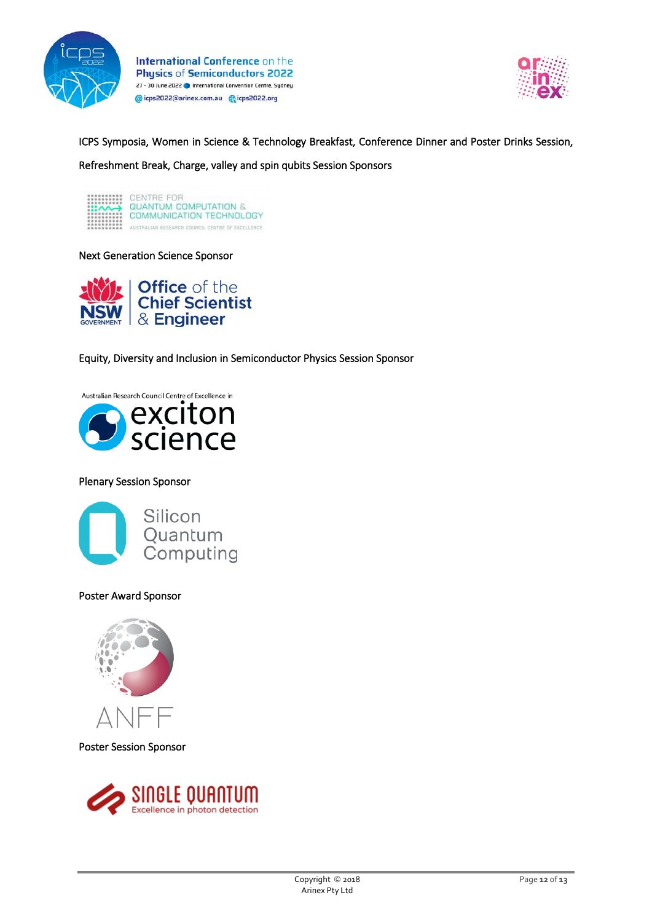ICPS Symposia, Women in Science & Technology Breakfast, Conference Dinner and Poster Drinks Session, Refreshment Break, Charge, valley and spin qubits Session Sponsors

CENTRE FOR QUANTUM COMPUTATION & COMMUNICATION TECHNOLOGY

AUSTRALIAN RESEARCH COUNCIL CENTRE OF EXCELLENCE

Next Generation Science Sponsor

NSW GOVERNMENT Office of the Chief Scientist & Engineer

Equity, Diversity and Inclusion in Semiconductor Physics Session Sponsor

Australian Research Council Centre of Excellence in exciton science

Plenary Session Sponsor

Silicon Quantum Computing

Poster Award Sponsor

ANFF

Poster Session Sponsor

SINGLE QUANTUM Excellence in photon detection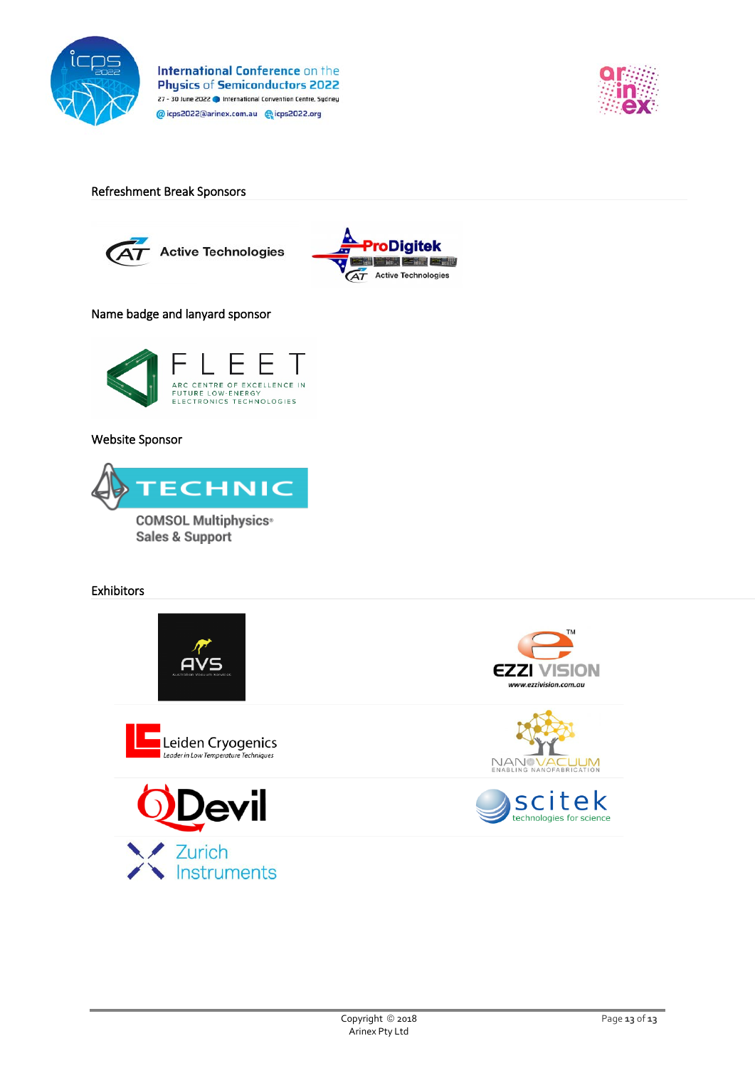Refreshment Break Sponsors

Name badge and lanyard sponsor

Website Sponsor

Exhibitors